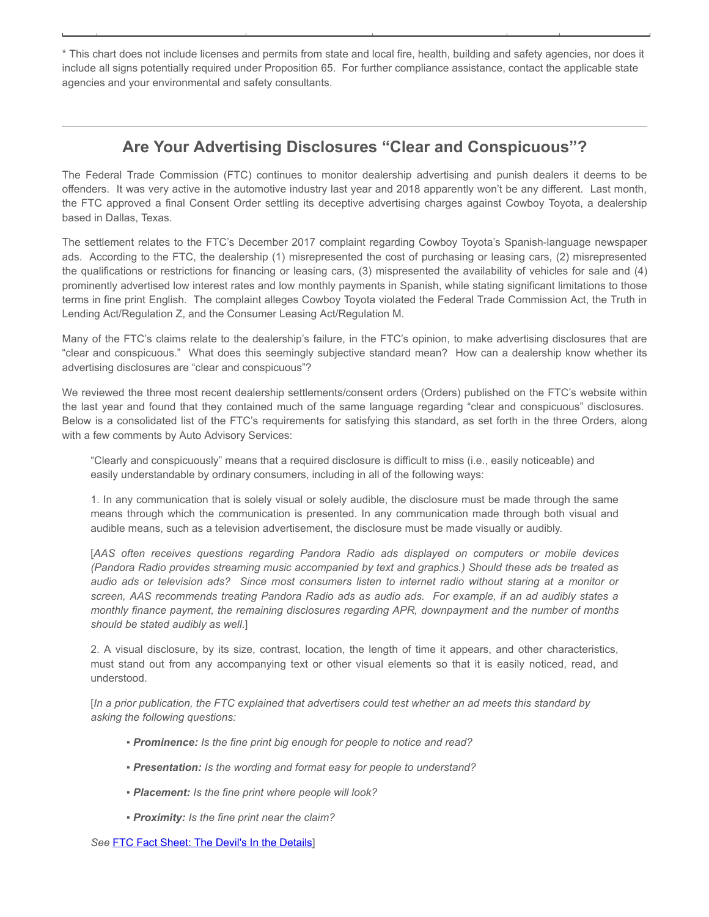* This chart does not include licenses and permits from state and local fire, health, building and safety agencies, nor does it include all signs potentially required under Proposition 65. For further compliance assistance, contact the applicable state agencies and your environmental and safety consultants.

---

## Are Your Advertising Disclosures "Clear and Conspicuous"?

The Federal Trade Commission (FTC) continues to monitor dealership advertising and punish dealers it deems to be offenders. It was very active in the automotive industry last year and 2018 apparently won't be any different. Last month, the FTC approved a final Consent Order settling its deceptive advertising charges against Cowboy Toyota, a dealership based in Dallas, Texas.

The settlement relates to the FTC's December 2017 complaint regarding Cowboy Toyota's Spanish-language newspaper ads. According to the FTC, the dealership (1) misrepresented the cost of purchasing or leasing cars, (2) misrepresented the qualifications or restrictions for financing or leasing cars, (3) mispresented the availability of vehicles for sale and (4) prominently advertised low interest rates and low monthly payments in Spanish, while stating significant limitations to those terms in fine print English. The complaint alleges Cowboy Toyota violated the Federal Trade Commission Act, the Truth in Lending Act/Regulation Z, and the Consumer Leasing Act/Regulation M.

Many of the FTC's claims relate to the dealership's failure, in the FTC's opinion, to make advertising disclosures that are "clear and conspicuous." What does this seemingly subjective standard mean? How can a dealership know whether its advertising disclosures are "clear and conspicuous"?

We reviewed the three most recent dealership settlements/consent orders (Orders) published on the FTC's website within the last year and found that they contained much of the same language regarding "clear and conspicuous" disclosures. Below is a consolidated list of the FTC's requirements for satisfying this standard, as set forth in the three Orders, along with a few comments by Auto Advisory Services:

> "Clearly and conspicuously" means that a required disclosure is difficult to miss (i.e., easily noticeable) and easily understandable by ordinary consumers, including in all of the following ways:
>
> 1. In any communication that is solely visual or solely audible, the disclosure must be made through the same means through which the communication is presented. In any communication made through both visual and audible means, such as a television advertisement, the disclosure must be made visually or audibly.
>
> [*AAS often receives questions regarding Pandora Radio ads displayed on computers or mobile devices (Pandora Radio provides streaming music accompanied by text and graphics.) Should these ads be treated as audio ads or television ads? Since most consumers listen to internet radio without staring at a monitor or screen, AAS recommends treating Pandora Radio ads as audio ads. For example, if an ad audibly states a monthly finance payment, the remaining disclosures regarding APR, downpayment and the number of months should be stated audibly as well.*]
>
> 2. A visual disclosure, by its size, contrast, location, the length of time it appears, and other characteristics, must stand out from any accompanying text or other visual elements so that it is easily noticed, read, and understood.
>
> [*In a prior publication, the FTC explained that advertisers could test whether an ad meets this standard by asking the following questions:*
>
> - ***Prominence:*** *Is the fine print big enough for people to notice and read?*
> - ***Presentation:*** *Is the wording and format easy for people to understand?*
> - ***Placement:*** *Is the fine print where people will look?*
> - ***Proximity:*** *Is the fine print near the claim?*
>
> *See* FTC Fact Sheet: The Devil's In the Details]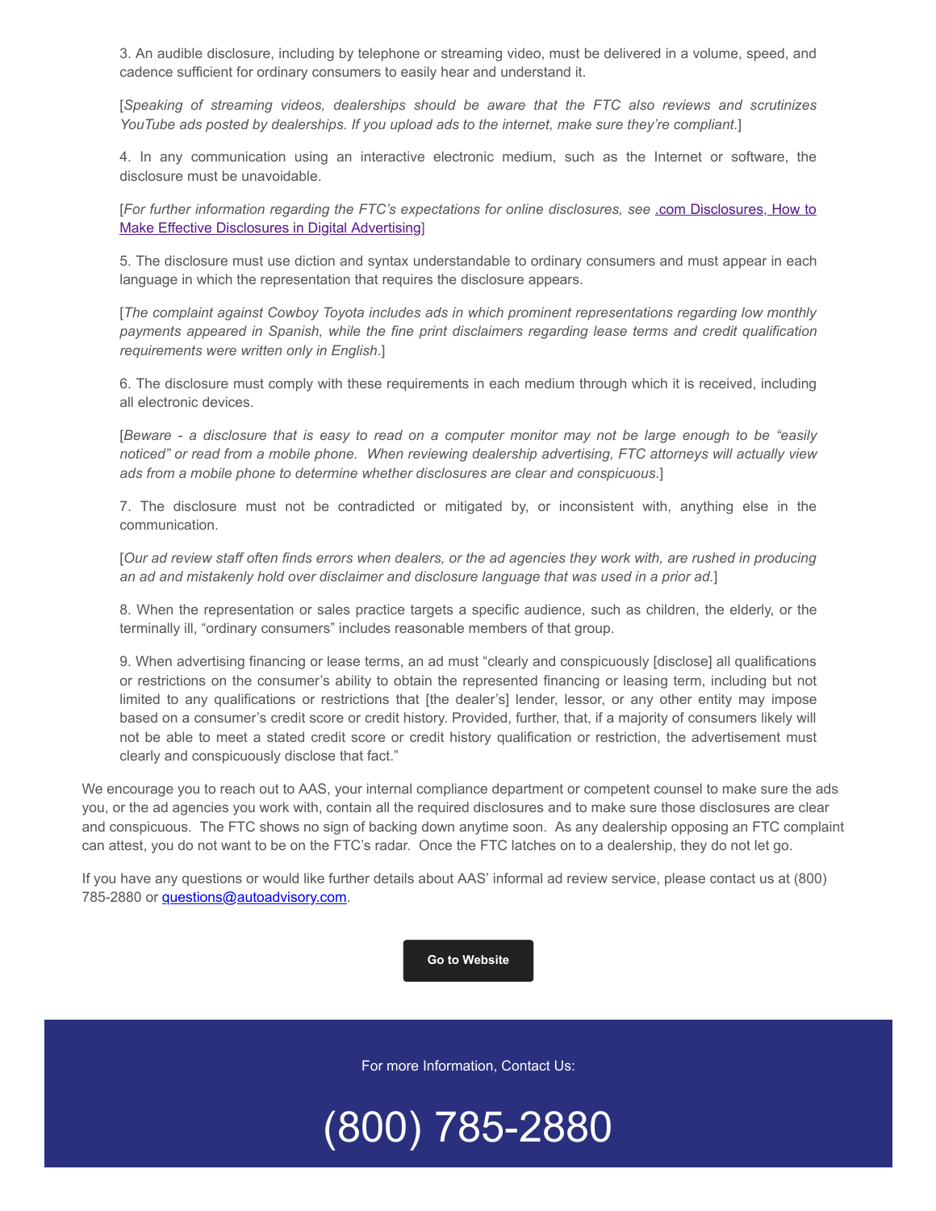3. An audible disclosure, including by telephone or streaming video, must be delivered in a volume, speed, and cadence sufficient for ordinary consumers to easily hear and understand it.

[*Speaking of streaming videos, dealerships should be aware that the FTC also reviews and scrutinizes YouTube ads posted by dealerships. If you upload ads to the internet, make sure they're compliant.*]

4. In any communication using an interactive electronic medium, such as the Internet or software, the disclosure must be unavoidable.

[*For further information regarding the FTC's expectations for online disclosures, see* [.com Disclosures, How to Make Effective Disclosures in Digital Advertising]]

5. The disclosure must use diction and syntax understandable to ordinary consumers and must appear in each language in which the representation that requires the disclosure appears.

[*The complaint against Cowboy Toyota includes ads in which prominent representations regarding low monthly payments appeared in Spanish, while the fine print disclaimers regarding lease terms and credit qualification requirements were written only in English.*]

6. The disclosure must comply with these requirements in each medium through which it is received, including all electronic devices.

[*Beware - a disclosure that is easy to read on a computer monitor may not be large enough to be "easily noticed" or read from a mobile phone. When reviewing dealership advertising, FTC attorneys will actually view ads from a mobile phone to determine whether disclosures are clear and conspicuous.*]

7. The disclosure must not be contradicted or mitigated by, or inconsistent with, anything else in the communication.

[*Our ad review staff often finds errors when dealers, or the ad agencies they work with, are rushed in producing an ad and mistakenly hold over disclaimer and disclosure language that was used in a prior ad.*]

8. When the representation or sales practice targets a specific audience, such as children, the elderly, or the terminally ill, "ordinary consumers" includes reasonable members of that group.

9. When advertising financing or lease terms, an ad must "clearly and conspicuously [disclose] all qualifications or restrictions on the consumer's ability to obtain the represented financing or leasing term, including but not limited to any qualifications or restrictions that [the dealer's] lender, lessor, or any other entity may impose based on a consumer's credit score or credit history. Provided, further, that, if a majority of consumers likely will not be able to meet a stated credit score or credit history qualification or restriction, the advertisement must clearly and conspicuously disclose that fact."

We encourage you to reach out to AAS, your internal compliance department or competent counsel to make sure the ads you, or the ad agencies you work with, contain all the required disclosures and to make sure those disclosures are clear and conspicuous. The FTC shows no sign of backing down anytime soon. As any dealership opposing an FTC complaint can attest, you do not want to be on the FTC's radar. Once the FTC latches on to a dealership, they do not let go.

If you have any questions or would like further details about AAS' informal ad review service, please contact us at (800) 785-2880 or questions@autoadvisory.com.

Go to Website

For more Information, Contact Us:

(800) 785-2880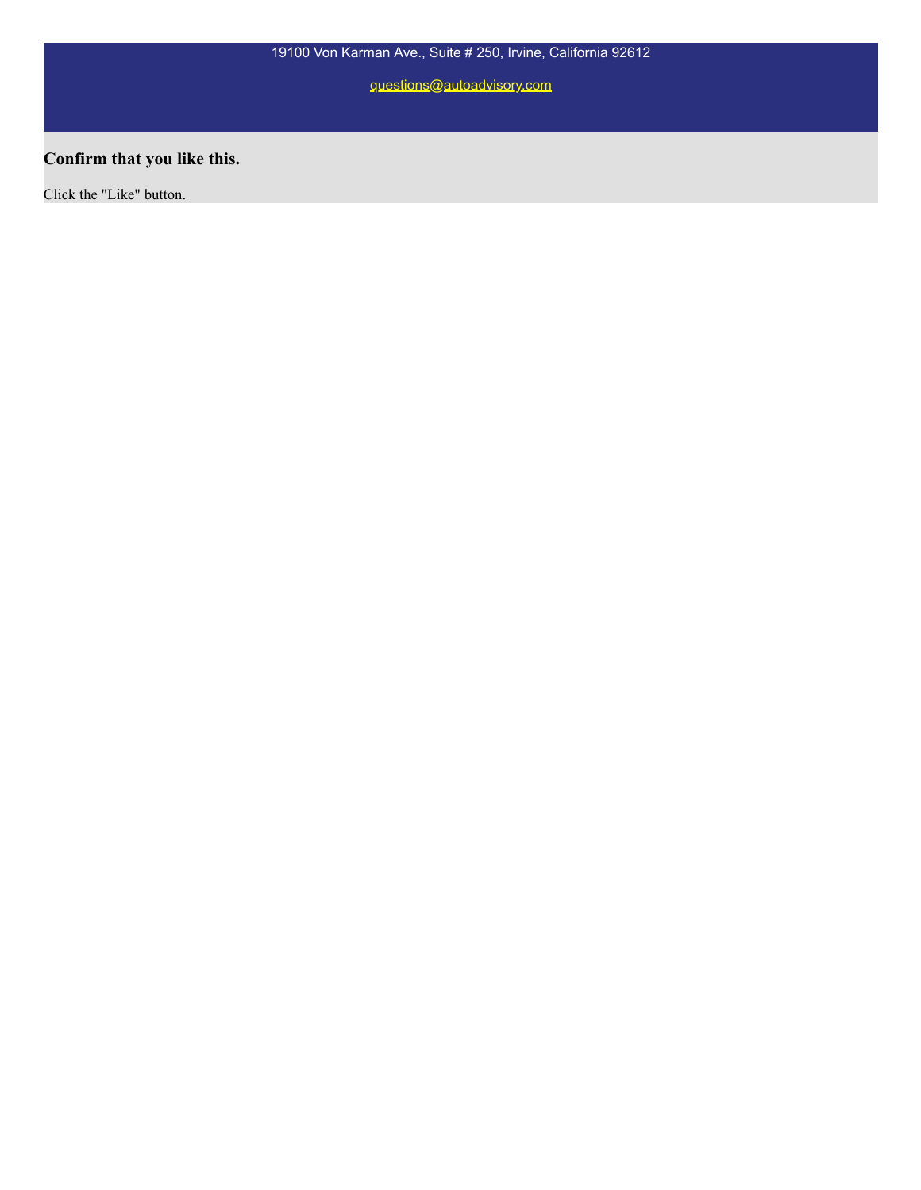19100 Von Karman Ave., Suite # 250, Irvine, California 92612

questions@autoadvisory.com

### Confirm that you like this.

Click the "Like" button.